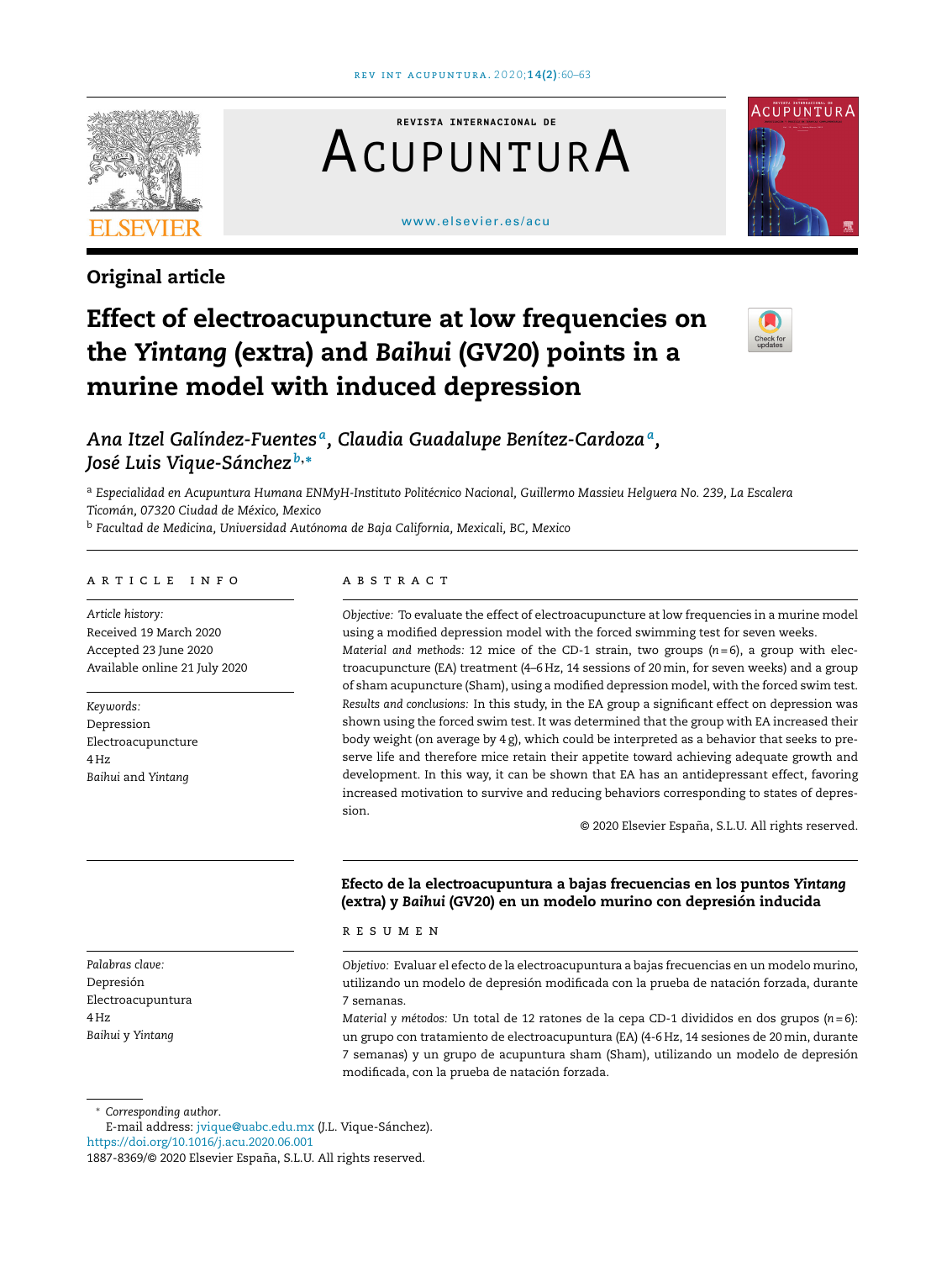Original article

# Effect of electroacupuncture at low frequencies on the *Yintang* (extra) and *Baihui* (GV20) points in a murine model with induced depression

*Ana Itzel Galíndez-Fuentes* [a], *Claudia Guadalupe Benítez-Cardoza* [a], *José Luis Vique-Sánchez* [b,*]

[a] *Especialidad en Acupuntura Humana ENMyH-Instituto Politécnico Nacional, Guillermo Massieu Helguera No. 239, La Escalera Ticomán, 07320 Ciudad de México, Mexico*

[b] *Facultad de Medicina, Universidad Autónoma de Baja California, Mexicali, BC, Mexico*

## ARTICLE INFO

*Article history:*
Received 19 March 2020
Accepted 23 June 2020
Available online 21 July 2020

*Keywords:*
Depression
Electroacupuncture
4 Hz
*Baihui* and *Yintang*

## ABSTRACT

*Objective:* To evaluate the effect of electroacupuncture at low frequencies in a murine model using a modified depression model with the forced swimming test for seven weeks.

*Material and methods:* 12 mice of the CD-1 strain, two groups ($n = 6$), a group with electroacupuncture (EA) treatment (4–6 Hz, 14 sessions of 20 min, for seven weeks) and a group of sham acupuncture (Sham), using a modified depression model, with the forced swim test.

*Results and conclusions:* In this study, in the EA group a significant effect on depression was shown using the forced swim test. It was determined that the group with EA increased their body weight (on average by 4 g), which could be interpreted as a behavior that seeks to preserve life and therefore mice retain their appetite toward achieving adequate growth and development. In this way, it can be shown that EA has an antidepressant effect, favoring increased motivation to survive and reducing behaviors corresponding to states of depression.

© 2020 Elsevier España, S.L.U. All rights reserved.

### Efecto de la electroacupuntura a bajas frecuencias en los puntos *Yintang* (extra) y *Baihui* (GV20) en un modelo murino con depresión inducida

*Palabras clave:*
Depresión
Electroacupuntura
4 Hz
*Baihui* y *Yintang*

## RESUMEN

*Objetivo:* Evaluar el efecto de la electroacupuntura a bajas frecuencias en un modelo murino, utilizando un modelo de depresión modificada con la prueba de natación forzada, durante 7 semanas.

*Material y métodos:* Un total de 12 ratones de la cepa CD-1 divididos en dos grupos ($n = 6$): un grupo con tratamiento de electroacupuntura (EA) (4-6 Hz, 14 sesiones de 20 min, durante 7 semanas) y un grupo de acupuntura sham (Sham), utilizando un modelo de depresión modificada, con la prueba de natación forzada.

\* *Corresponding author.*
E-mail address: jvique@uabc.edu.mx (J.L. Vique-Sánchez).
https://doi.org/10.1016/j.acu.2020.06.001
1887-8369/© 2020 Elsevier España, S.L.U. All rights reserved.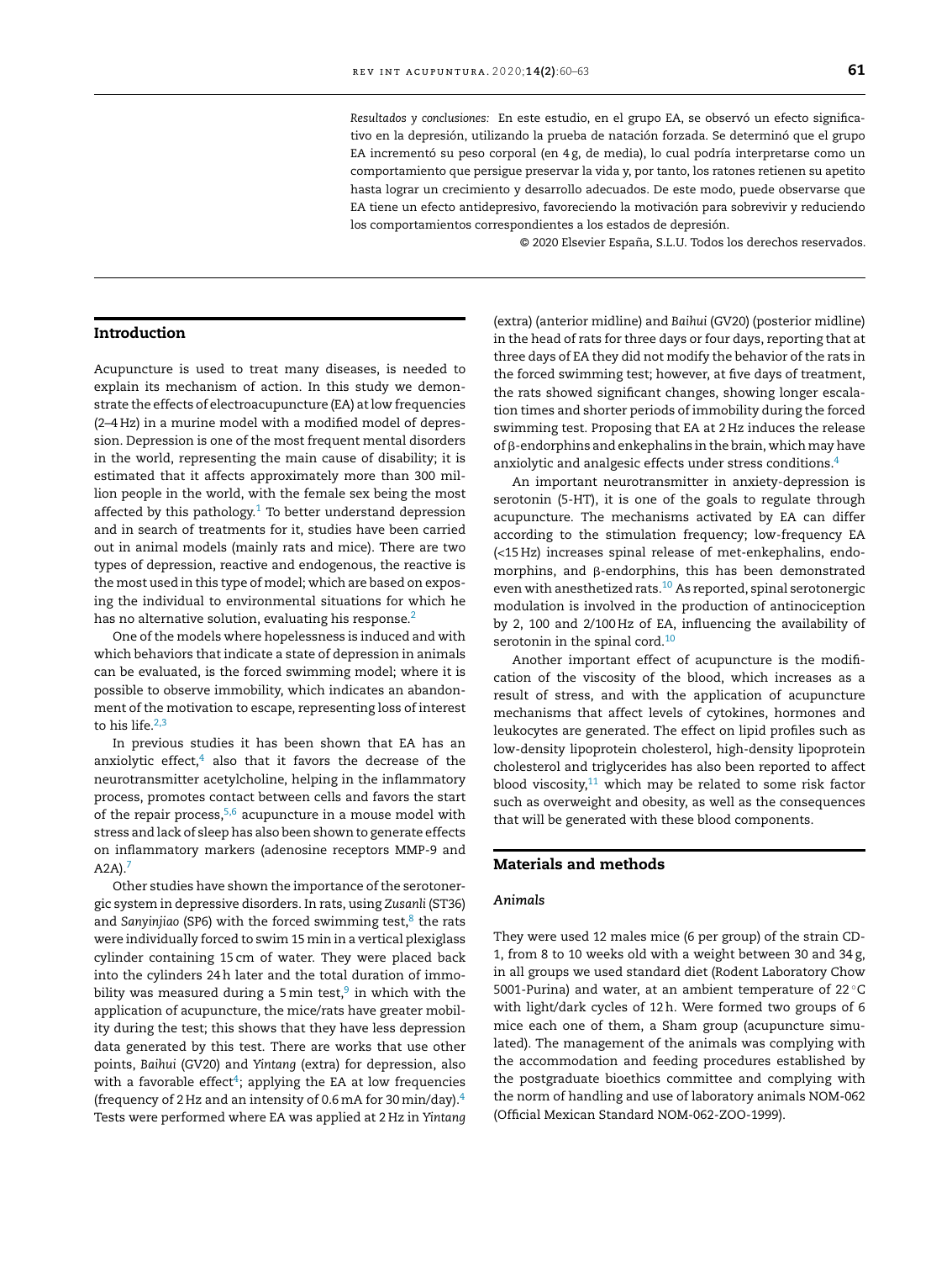*Resultados y conclusiones:* En este estudio, en el grupo EA, se observó un efecto significativo en la depresión, utilizando la prueba de natación forzada. Se determinó que el grupo EA incrementó su peso corporal (en 4 g, de media), lo cual podría interpretarse como un comportamiento que persigue preservar la vida y, por tanto, los ratones retienen su apetito hasta lograr un crecimiento y desarrollo adecuados. De este modo, puede observarse que EA tiene un efecto antidepresivo, favoreciendo la motivación para sobrevivir y reduciendo los comportamientos correspondientes a los estados de depresión.

© 2020 Elsevier España, S.L.U. Todos los derechos reservados.

## Introduction

Acupuncture is used to treat many diseases, is needed to explain its mechanism of action. In this study we demonstrate the effects of electroacupuncture (EA) at low frequencies (2–4 Hz) in a murine model with a modified model of depression. Depression is one of the most frequent mental disorders in the world, representing the main cause of disability; it is estimated that it affects approximately more than 300 million people in the world, with the female sex being the most affected by this pathology.[1] To better understand depression and in search of treatments for it, studies have been carried out in animal models (mainly rats and mice). There are two types of depression, reactive and endogenous, the reactive is the most used in this type of model; which are based on exposing the individual to environmental situations for which he has no alternative solution, evaluating his response.[2]

One of the models where hopelessness is induced and with which behaviors that indicate a state of depression in animals can be evaluated, is the forced swimming model; where it is possible to observe immobility, which indicates an abandonment of the motivation to escape, representing loss of interest to his life.[2,3]

In previous studies it has been shown that EA has an anxiolytic effect,[4] also that it favors the decrease of the neurotransmitter acetylcholine, helping in the inflammatory process, promotes contact between cells and favors the start of the repair process,[5,6] acupuncture in a mouse model with stress and lack of sleep has also been shown to generate effects on inflammatory markers (adenosine receptors MMP-9 and A2A).[7]

Other studies have shown the importance of the serotonergic system in depressive disorders. In rats, using *Zusanli* (ST36) and *Sanyinjiao* (SP6) with the forced swimming test,[8] the rats were individually forced to swim 15 min in a vertical plexiglass cylinder containing 15 cm of water. They were placed back into the cylinders 24 h later and the total duration of immobility was measured during a 5 min test,[9] in which with the application of acupuncture, the mice/rats have greater mobility during the test; this shows that they have less depression data generated by this test. There are works that use other points, *Baihui* (GV20) and *Yintang* (extra) for depression, also with a favorable effect[4]; applying the EA at low frequencies (frequency of 2 Hz and an intensity of 0.6 mA for 30 min/day).[4] Tests were performed where EA was applied at 2 Hz in *Yintang* (extra) (anterior midline) and *Baihui* (GV20) (posterior midline) in the head of rats for three days or four days, reporting that at three days of EA they did not modify the behavior of the rats in the forced swimming test; however, at five days of treatment, the rats showed significant changes, showing longer escalation times and shorter periods of immobility during the forced swimming test. Proposing that EA at 2 Hz induces the release of β-endorphins and enkephalins in the brain, which may have anxiolytic and analgesic effects under stress conditions.[4]

An important neurotransmitter in anxiety-depression is serotonin (5-HT), it is one of the goals to regulate through acupuncture. The mechanisms activated by EA can differ according to the stimulation frequency; low-frequency EA (<15 Hz) increases spinal release of met-enkephalins, endomorphins, and β-endorphins, this has been demonstrated even with anesthetized rats.[10] As reported, spinal serotonergic modulation is involved in the production of antinociception by 2, 100 and 2/100 Hz of EA, influencing the availability of serotonin in the spinal cord.[10]

Another important effect of acupuncture is the modification of the viscosity of the blood, which increases as a result of stress, and with the application of acupuncture mechanisms that affect levels of cytokines, hormones and leukocytes are generated. The effect on lipid profiles such as low-density lipoprotein cholesterol, high-density lipoprotein cholesterol and triglycerides has also been reported to affect blood viscosity,[11] which may be related to some risk factor such as overweight and obesity, as well as the consequences that will be generated with these blood components.

## Materials and methods

### Animals

They were used 12 males mice (6 per group) of the strain CD-1, from 8 to 10 weeks old with a weight between 30 and 34 g, in all groups we used standard diet (Rodent Laboratory Chow 5001-Purina) and water, at an ambient temperature of 22 °C with light/dark cycles of 12 h. Were formed two groups of 6 mice each one of them, a Sham group (acupuncture simulated). The management of the animals was complying with the accommodation and feeding procedures established by the postgraduate bioethics committee and complying with the norm of handling and use of laboratory animals NOM-062 (Official Mexican Standard NOM-062-ZOO-1999).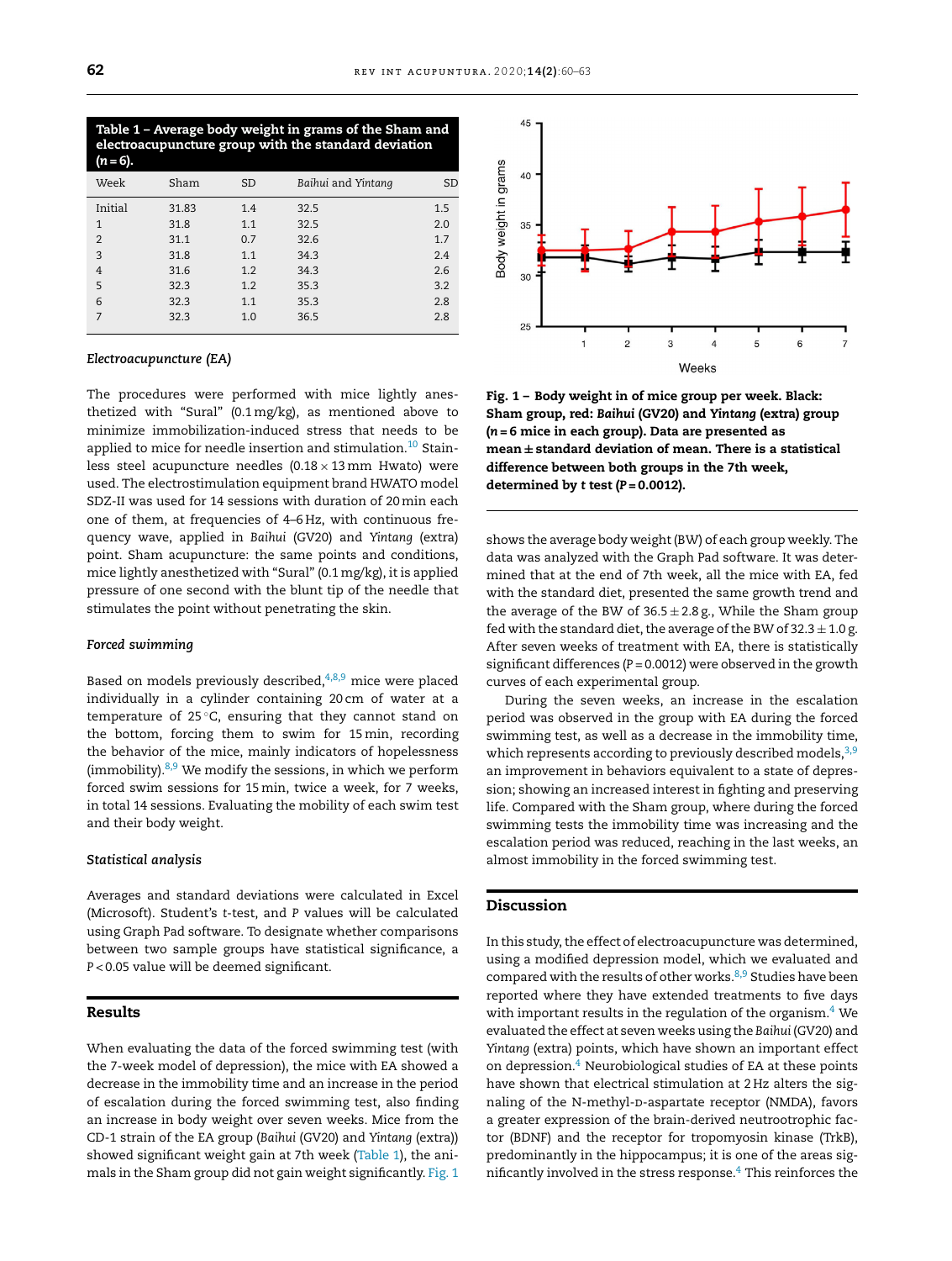**Table 1 – Average body weight in grams of the Sham and electroacupuncture group with the standard deviation ($n = 6$).**

| Week | Sham | SD | *Baihui* and *Yintang* | SD |
|---|---|---|---|---|
| Initial | 31.83 | 1.4 | 32.5 | 1.5 |
| 1 | 31.8 | 1.1 | 32.5 | 2.0 |
| 2 | 31.1 | 0.7 | 32.6 | 1.7 |
| 3 | 31.8 | 1.1 | 34.3 | 2.4 |
| 4 | 31.6 | 1.2 | 34.3 | 2.6 |
| 5 | 32.3 | 1.2 | 35.3 | 3.2 |
| 6 | 32.3 | 1.1 | 35.3 | 2.8 |
| 7 | 32.3 | 1.0 | 36.5 | 2.8 |

### *Electroacupuncture (EA)*

The procedures were performed with mice lightly anesthetized with "Sural" (0.1 mg/kg), as mentioned above to minimize immobilization-induced stress that needs to be applied to mice for needle insertion and stimulation.[10] Stainless steel acupuncture needles (0.18 × 13 mm Hwato) were used. The electrostimulation equipment brand HWATO model SDZ-II was used for 14 sessions with duration of 20 min each one of them, at frequencies of 4–6 Hz, with continuous frequency wave, applied in *Baihui* (GV20) and *Yintang* (extra) point. Sham acupuncture: the same points and conditions, mice lightly anesthetized with "Sural" (0.1 mg/kg), it is applied pressure of one second with the blunt tip of the needle that stimulates the point without penetrating the skin.

### *Forced swimming*

Based on models previously described,[4,8,9] mice were placed individually in a cylinder containing 20 cm of water at a temperature of 25 °C, ensuring that they cannot stand on the bottom, forcing them to swim for 15 min, recording the behavior of the mice, mainly indicators of hopelessness (immobility).[8,9] We modify the sessions, in which we perform forced swim sessions for 15 min, twice a week, for 7 weeks, in total 14 sessions. Evaluating the mobility of each swim test and their body weight.

### *Statistical analysis*

Averages and standard deviations were calculated in Excel (Microsoft). Student's *t*-test, and *P* values will be calculated using Graph Pad software. To designate whether comparisons between two sample groups have statistical significance, a $P < 0.05$ value will be deemed significant.

## Results

When evaluating the data of the forced swimming test (with the 7-week model of depression), the mice with EA showed a decrease in the immobility time and an increase in the period of escalation during the forced swimming test, also finding an increase in body weight over seven weeks. Mice from the CD-1 strain of the EA group (*Baihui* (GV20) and *Yintang* (extra)) showed significant weight gain at 7th week (Table 1), the animals in the Sham group did not gain weight significantly. Fig. 1 shows the average body weight (BW) of each group weekly. The data was analyzed with the Graph Pad software. It was determined that at the end of 7th week, all the mice with EA, fed with the standard diet, presented the same growth trend and the average of the BW of 36.5 ± 2.8 g., While the Sham group fed with the standard diet, the average of the BW of 32.3 ± 1.0 g. After seven weeks of treatment with EA, there is statistically significant differences ($P = 0.0012$) were observed in the growth curves of each experimental group.

**Fig. 1 – Body weight in of mice group per week. Black: Sham group, red: *Baihui* (GV20) and *Yintang* (extra) group ($n = 6$ mice in each group). Data are presented as mean ± standard deviation of mean. There is a statistical difference between both groups in the 7th week, determined by *t* test ($P = 0.0012$).**

During the seven weeks, an increase in the escalation period was observed in the group with EA during the forced swimming test, as well as a decrease in the immobility time, which represents according to previously described models,[3,9] an improvement in behaviors equivalent to a state of depression; showing an increased interest in fighting and preserving life. Compared with the Sham group, where during the forced swimming tests the immobility time was increasing and the escalation period was reduced, reaching in the last weeks, an almost immobility in the forced swimming test.

## Discussion

In this study, the effect of electroacupuncture was determined, using a modified depression model, which we evaluated and compared with the results of other works.[8,9] Studies have been reported where they have extended treatments to five days with important results in the regulation of the organism.[4] We evaluated the effect at seven weeks using the *Baihui* (GV20) and *Yintang* (extra) points, which have shown an important effect on depression.[4] Neurobiological studies of EA at these points have shown that electrical stimulation at 2 Hz alters the signaling of the N-methyl-D-aspartate receptor (NMDA), favors a greater expression of the brain-derived neutrootrophic factor (BDNF) and the receptor for tropomyosin kinase (TrkB), predominantly in the hippocampus; it is one of the areas significantly involved in the stress response.[4] This reinforces the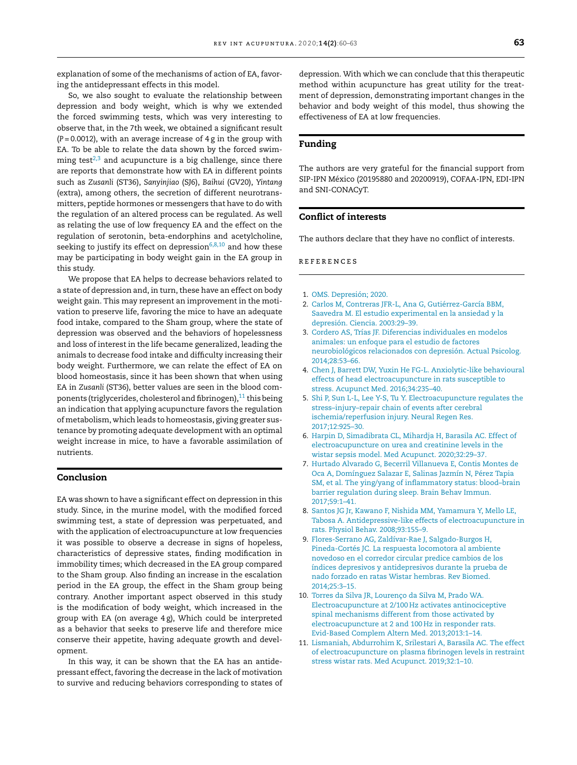explanation of some of the mechanisms of action of EA, favoring the antidepressant effects in this model.

So, we also sought to evaluate the relationship between depression and body weight, which is why we extended the forced swimming tests, which was very interesting to observe that, in the 7th week, we obtained a significant result ($P = 0.0012$), with an average increase of 4 g in the group with EA. To be able to relate the data shown by the forced swimming test[2,3] and acupuncture is a big challenge, since there are reports that demonstrate how with EA in different points such as *Zusanli* (ST36), *Sanyinjiao* (SJ6), *Baihui* (GV20), *Yintang* (extra), among others, the secretion of different neurotransmitters, peptide hormones or messengers that have to do with the regulation of an altered process can be regulated. As well as relating the use of low frequency EA and the effect on the regulation of serotonin, beta-endorphins and acetylcholine, seeking to justify its effect on depression[6,8,10] and how these may be participating in body weight gain in the EA group in this study.

We propose that EA helps to decrease behaviors related to a state of depression and, in turn, these have an effect on body weight gain. This may represent an improvement in the motivation to preserve life, favoring the mice to have an adequate food intake, compared to the Sham group, where the state of depression was observed and the behaviors of hopelessness and loss of interest in the life became generalized, leading the animals to decrease food intake and difficulty increasing their body weight. Furthermore, we can relate the effect of EA on blood homeostasis, since it has been shown that when using EA in *Zusanli* (ST36), better values are seen in the blood components (triglycerides, cholesterol and fibrinogen),[11] this being an indication that applying acupuncture favors the regulation of metabolism, which leads to homeostasis, giving greater sustenance by promoting adequate development with an optimal weight increase in mice, to have a favorable assimilation of nutrients.

## Conclusion

EA was shown to have a significant effect on depression in this study. Since, in the murine model, with the modified forced swimming test, a state of depression was perpetuated, and with the application of electroacupuncture at low frequencies it was possible to observe a decrease in signs of hopeless, characteristics of depressive states, finding modification in immobility times; which decreased in the EA group compared to the Sham group. Also finding an increase in the escalation period in the EA group, the effect in the Sham group being contrary. Another important aspect observed in this study is the modification of body weight, which increased in the group with EA (on average 4 g), Which could be interpreted as a behavior that seeks to preserve life and therefore mice conserve their appetite, having adequate growth and development.

In this way, it can be shown that the EA has an antidepressant effect, favoring the decrease in the lack of motivation to survive and reducing behaviors corresponding to states of depression. With which we can conclude that this therapeutic method within acupuncture has great utility for the treatment of depression, demonstrating important changes in the behavior and body weight of this model, thus showing the effectiveness of EA at low frequencies.

## Funding

The authors are very grateful for the financial support from SIP-IPN México (20195880 and 20200919), COFAA-IPN, EDI-IPN and SNI-CONACyT.

## Conflict of interests

The authors declare that they have no conflict of interests.

## REFERENCES

1. OMS. Depresión; 2020.
2. Carlos M, Contreras JFR-L, Ana G, Gutiérrez-García BBM, Saavedra M. El estudio experimental en la ansiedad y la depresión. Ciencia. 2003:29–39.
3. Cordero AS, Trías JF. Diferencias individuales en modelos animales: un enfoque para el estudio de factores neurobiológicos relacionados con depresión. Actual Psicolog. 2014;28:53–66.
4. Chen J, Barrett DW, Yuxin He FG-L. Anxiolytic-like behavioural effects of head electroacupuncture in rats susceptible to stress. Acupunct Med. 2016;34:235–40.
5. Shi P, Sun L-L, Lee Y-S, Tu Y. Electroacupuncture regulates the stress–injury–repair chain of events after cerebral ischemia/reperfusion injury. Neural Regen Res. 2017;12:925–30.
6. Harpin D, Simadibrata CL, Mihardja H, Barasila AC. Effect of electroacupuncture on urea and creatinine levels in the wistar sepsis model. Med Acupunct. 2020;32:29–37.
7. Hurtado Alvarado G, Becerril Villanueva E, Contis Montes de Oca A, Domínguez Salazar E, Salinas Jazmín N, Pérez Tapia SM, et al. The ying/yang of inflammatory status: blood–brain barrier regulation during sleep. Brain Behav Immun. 2017;59:1–41.
8. Santos JG Jr, Kawano F, Nishida MM, Yamamura Y, Mello LE, Tabosa A. Antidepressive-like effects of electroacupuncture in rats. Physiol Behav. 2008;93:155–9.
9. Flores-Serrano AG, Zaldívar-Rae J, Salgado-Burgos H, Pineda-Cortés JC. La respuesta locomotora al ambiente novedoso en el corredor circular predice cambios de los índices depresivos y antidepresivos durante la prueba de nado forzado en ratas Wistar hembras. Rev Biomed. 2014;25:3–15.
10. Torres da Silva JR, Lourenço da Silva M, Prado WA. Electroacupuncture at 2/100 Hz activates antinociceptive spinal mechanisms different from those activated by electroacupuncture at 2 and 100 Hz in responder rats. Evid-Based Complem Altern Med. 2013;2013:1–14.
11. Lismaniah, Abdurrohim K, Srilestari A, Barasila AC. The effect of electroacupuncture on plasma fibrinogen levels in restraint stress wistar rats. Med Acupunct. 2019;32:1–10.